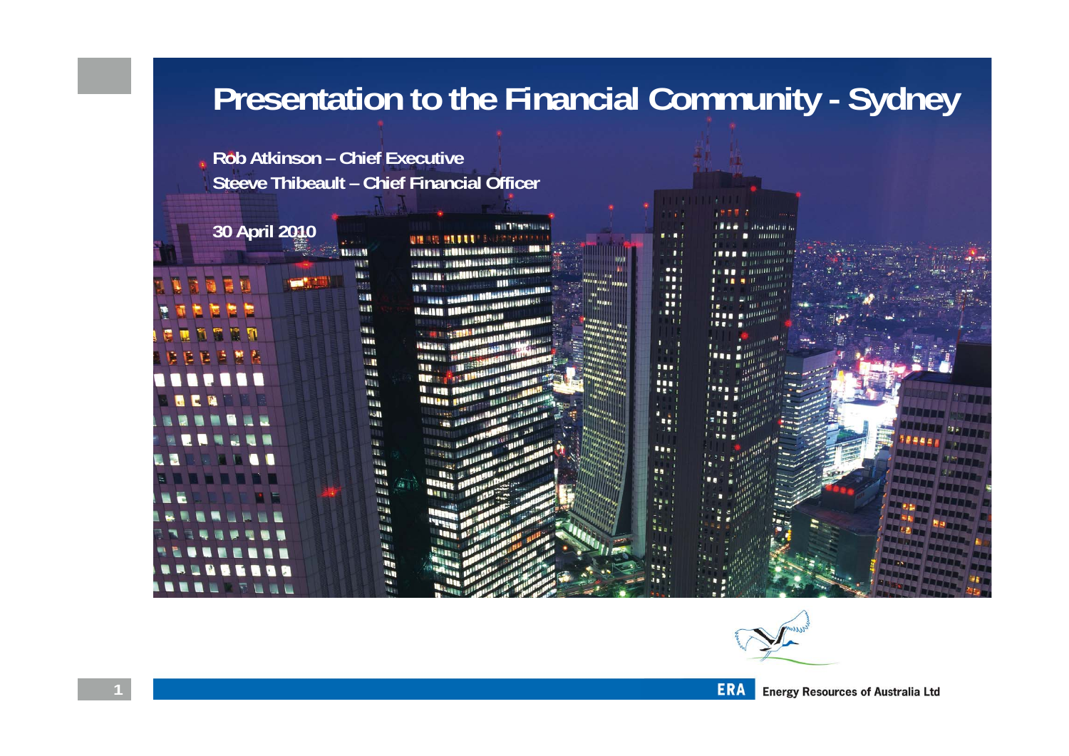# Presentation to the Financial Community - Sydney

**Rob Atkinson – Chief Executive**
**Steeve Thibeault – Chief Financial Officer**

**30 April 2010**

ERA Energy Resources of Australia Ltd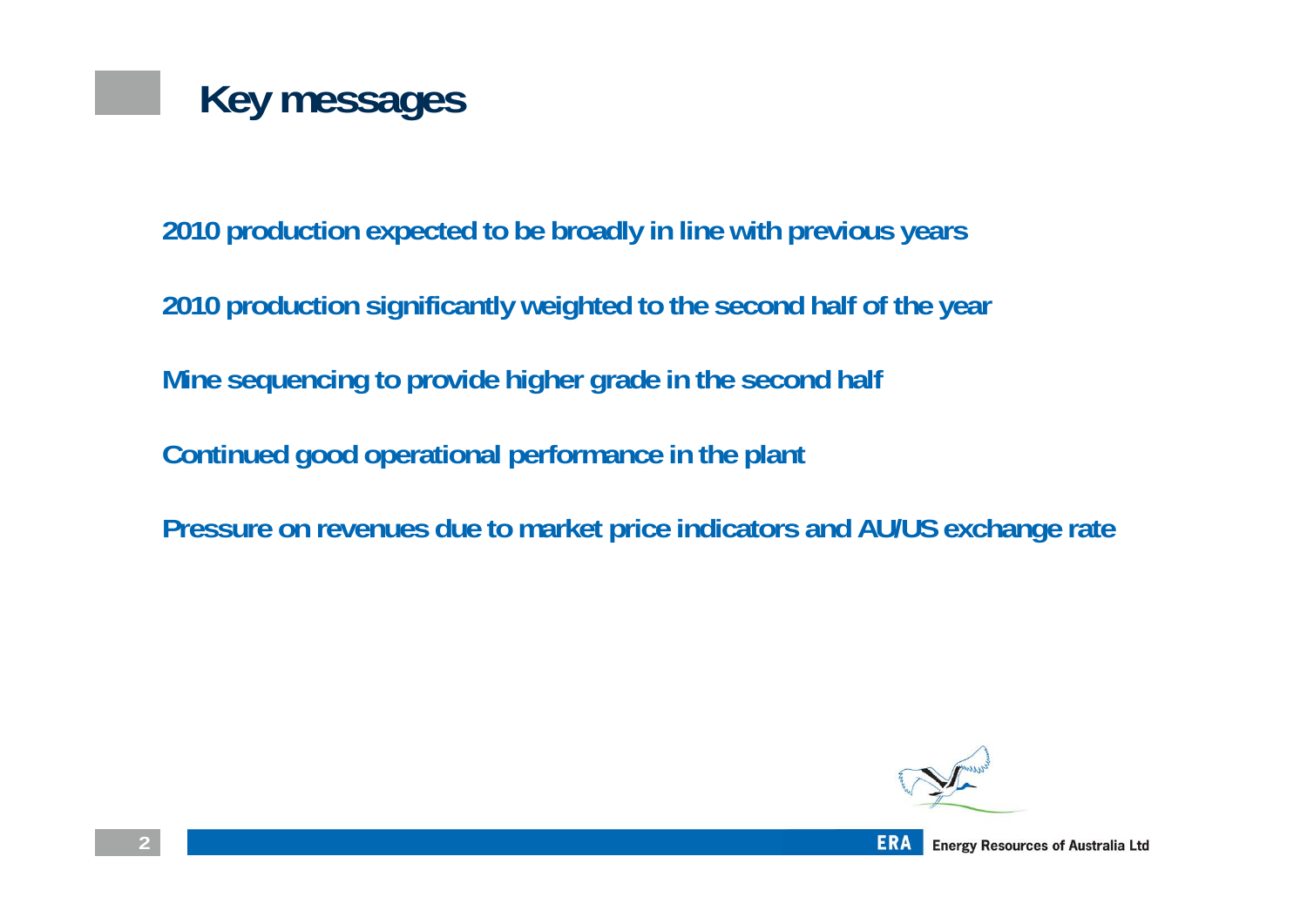# Key messages

2010 production expected to be broadly in line with previous years

2010 production significantly weighted to the second half of the year

Mine sequencing to provide higher grade in the second half

Continued good operational performance in the plant

Pressure on revenues due to market price indicators and AU/US exchange rate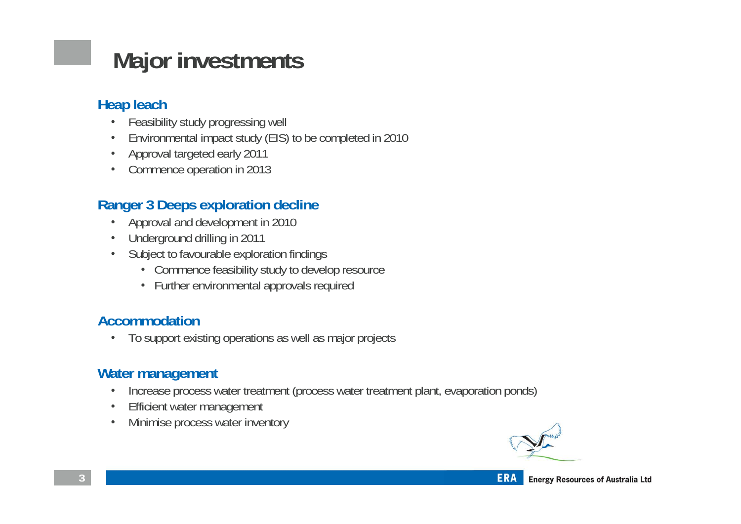# Major investments

## Heap leach

- Feasibility study progressing well
- Environmental impact study (EIS) to be completed in 2010
- Approval targeted early 2011
- Commence operation in 2013

## Ranger 3 Deeps exploration decline

- Approval and development in 2010
- Underground drilling in 2011
- Subject to favourable exploration findings
  - Commence feasibility study to develop resource
  - Further environmental approvals required

## Accommodation

- To support existing operations as well as major projects

## Water management

- Increase process water treatment (process water treatment plant, evaporation ponds)
- Efficient water management
- Minimise process water inventory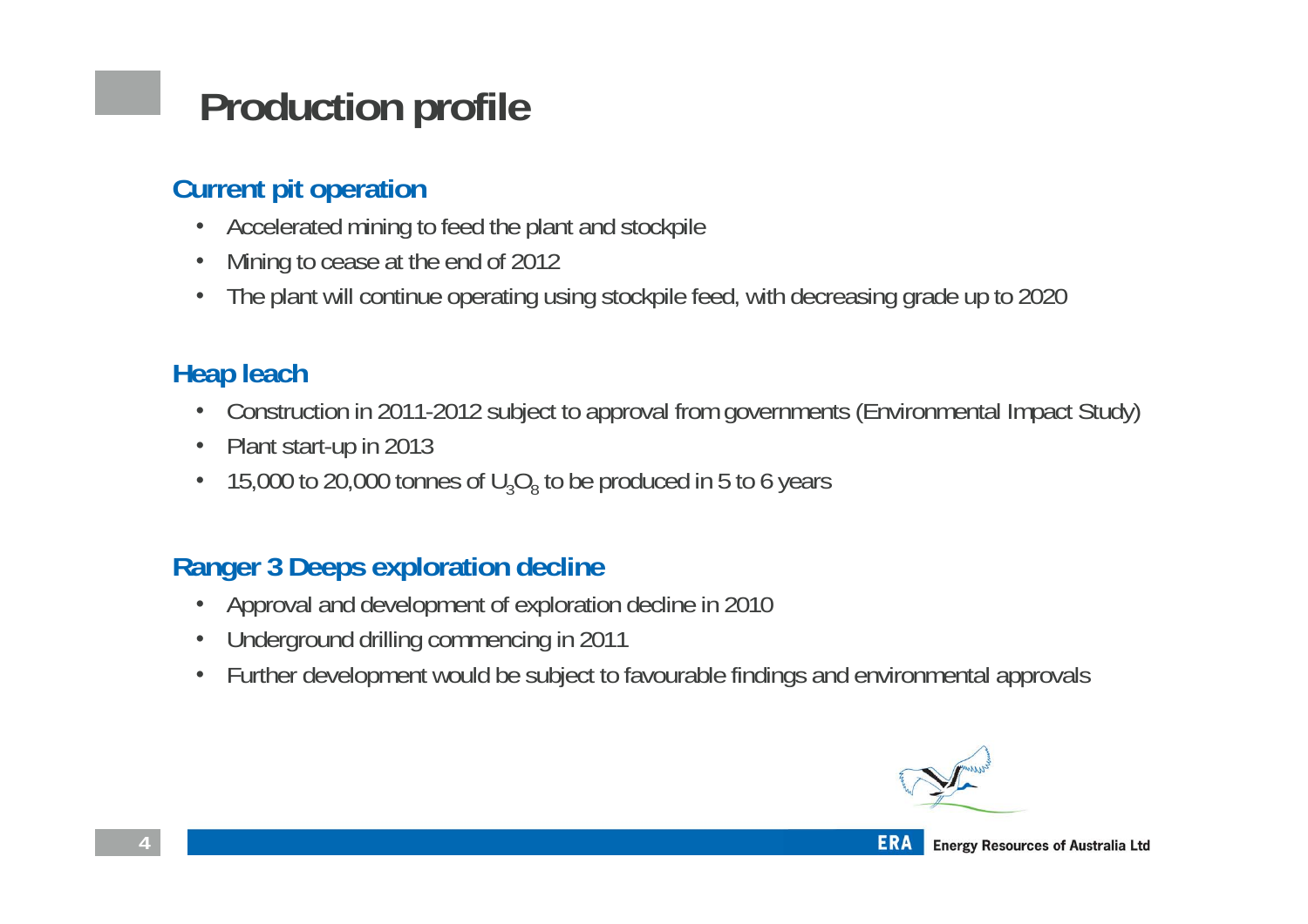# Production profile

## Current pit operation

- Accelerated mining to feed the plant and stockpile
- Mining to cease at the end of 2012
- The plant will continue operating using stockpile feed, with decreasing grade up to 2020

## Heap leach

- Construction in 2011-2012 subject to approval from governments (Environmental Impact Study)
- Plant start-up in 2013
- 15,000 to 20,000 tonnes of $U_3O_8$ to be produced in 5 to 6 years

## Ranger 3 Deeps exploration decline

- Approval and development of exploration decline in 2010
- Underground drilling commencing in 2011
- Further development would be subject to favourable findings and environmental approvals